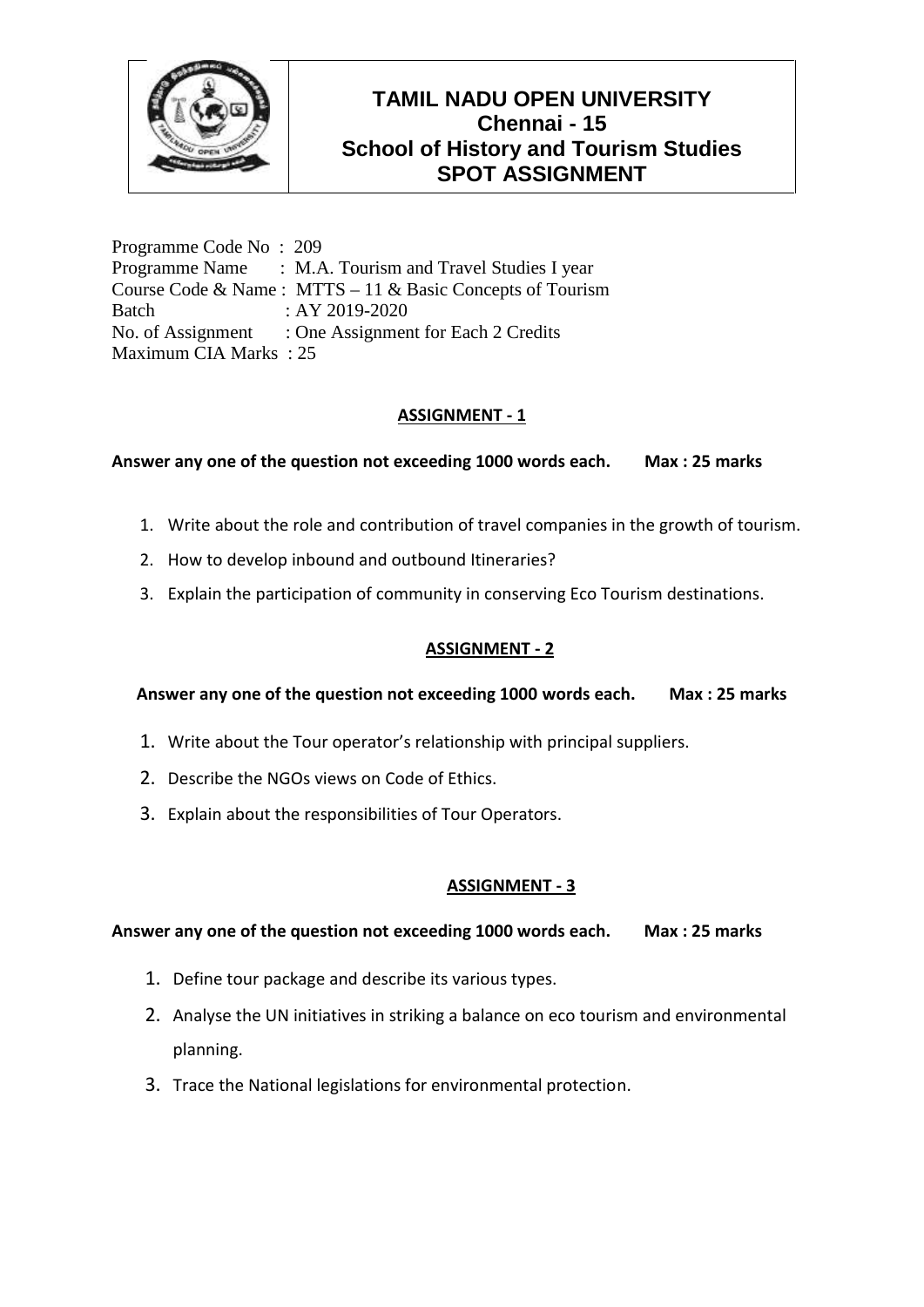# TAMIL NADU OPEN UNIVERSITY
## Chennai - 15
## School of History and Tourism Studies
## SPOT ASSIGNMENT

Programme Code No : 209
Programme Name : M.A. Tourism and Travel Studies I year
Course Code & Name : MTTS – 11 & Basic Concepts of Tourism
Batch : AY 2019-2020
No. of Assignment : One Assignment for Each 2 Credits
Maximum CIA Marks : 25

### ASSIGNMENT - 1

**Answer any one of the question not exceeding 1000 words each. Max : 25 marks**

1. Write about the role and contribution of travel companies in the growth of tourism.
2. How to develop inbound and outbound Itineraries?
3. Explain the participation of community in conserving Eco Tourism destinations.

### ASSIGNMENT - 2

**Answer any one of the question not exceeding 1000 words each. Max : 25 marks**

1. Write about the Tour operator's relationship with principal suppliers.
2. Describe the NGOs views on Code of Ethics.
3. Explain about the responsibilities of Tour Operators.

### ASSIGNMENT - 3

**Answer any one of the question not exceeding 1000 words each. Max : 25 marks**

1. Define tour package and describe its various types.
2. Analyse the UN initiatives in striking a balance on eco tourism and environmental planning.
3. Trace the National legislations for environmental protection.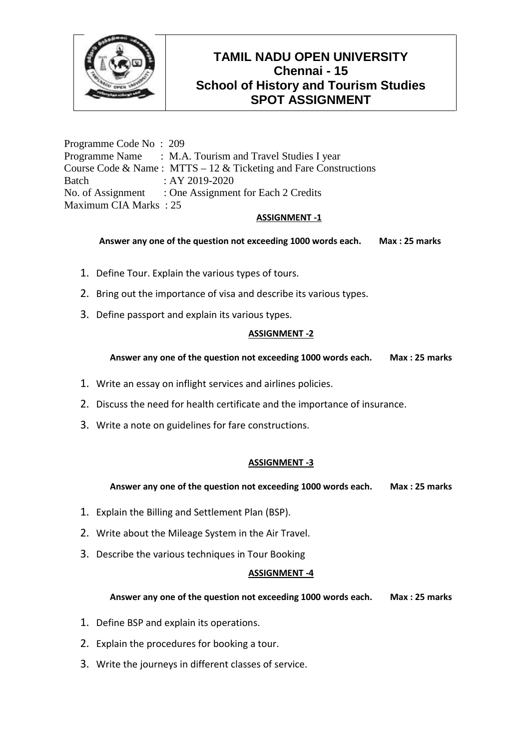# TAMIL NADU OPEN UNIVERSITY
## Chennai - 15
## School of History and Tourism Studies
## SPOT ASSIGNMENT

Programme Code No : 209
Programme Name : M.A. Tourism and Travel Studies I year
Course Code & Name : MTTS – 12 & Ticketing and Fare Constructions
Batch : AY 2019-2020
No. of Assignment : One Assignment for Each 2 Credits
Maximum CIA Marks : 25

### ASSIGNMENT -1

**Answer any one of the question not exceeding 1000 words each. Max : 25 marks**

1. Define Tour. Explain the various types of tours.
2. Bring out the importance of visa and describe its various types.
3. Define passport and explain its various types.

### ASSIGNMENT -2

**Answer any one of the question not exceeding 1000 words each. Max : 25 marks**

1. Write an essay on inflight services and airlines policies.
2. Discuss the need for health certificate and the importance of insurance.
3. Write a note on guidelines for fare constructions.

### ASSIGNMENT -3

**Answer any one of the question not exceeding 1000 words each. Max : 25 marks**

1. Explain the Billing and Settlement Plan (BSP).
2. Write about the Mileage System in the Air Travel.
3. Describe the various techniques in Tour Booking

### ASSIGNMENT -4

**Answer any one of the question not exceeding 1000 words each. Max : 25 marks**

1. Define BSP and explain its operations.
2. Explain the procedures for booking a tour.
3. Write the journeys in different classes of service.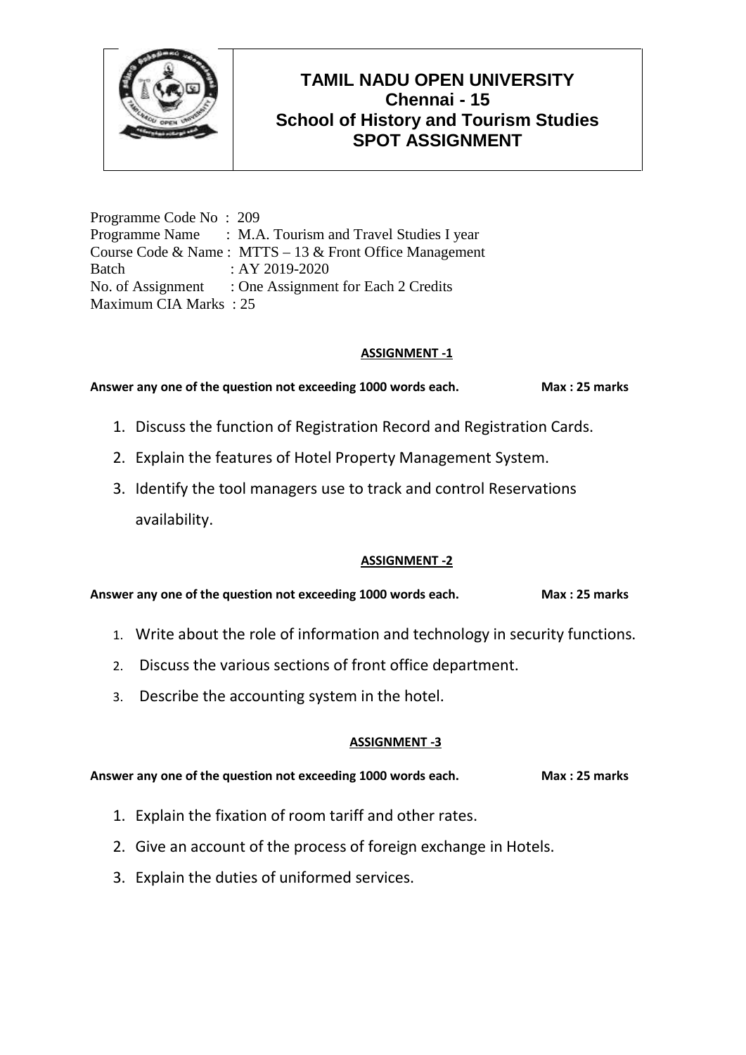# TAMIL NADU OPEN UNIVERSITY
## Chennai - 15
## School of History and Tourism Studies
## SPOT ASSIGNMENT

Programme Code No : 209
Programme Name : M.A. Tourism and Travel Studies I year
Course Code & Name : MTTS – 13 & Front Office Management
Batch : AY 2019-2020
No. of Assignment : One Assignment for Each 2 Credits
Maximum CIA Marks : 25

### ASSIGNMENT -1

**Answer any one of the question not exceeding 1000 words each. Max : 25 marks**

1. Discuss the function of Registration Record and Registration Cards.
2. Explain the features of Hotel Property Management System.
3. Identify the tool managers use to track and control Reservations availability.

### ASSIGNMENT -2

**Answer any one of the question not exceeding 1000 words each. Max : 25 marks**

1. Write about the role of information and technology in security functions.
2. Discuss the various sections of front office department.
3. Describe the accounting system in the hotel.

### ASSIGNMENT -3

**Answer any one of the question not exceeding 1000 words each. Max : 25 marks**

1. Explain the fixation of room tariff and other rates.
2. Give an account of the process of foreign exchange in Hotels.
3. Explain the duties of uniformed services.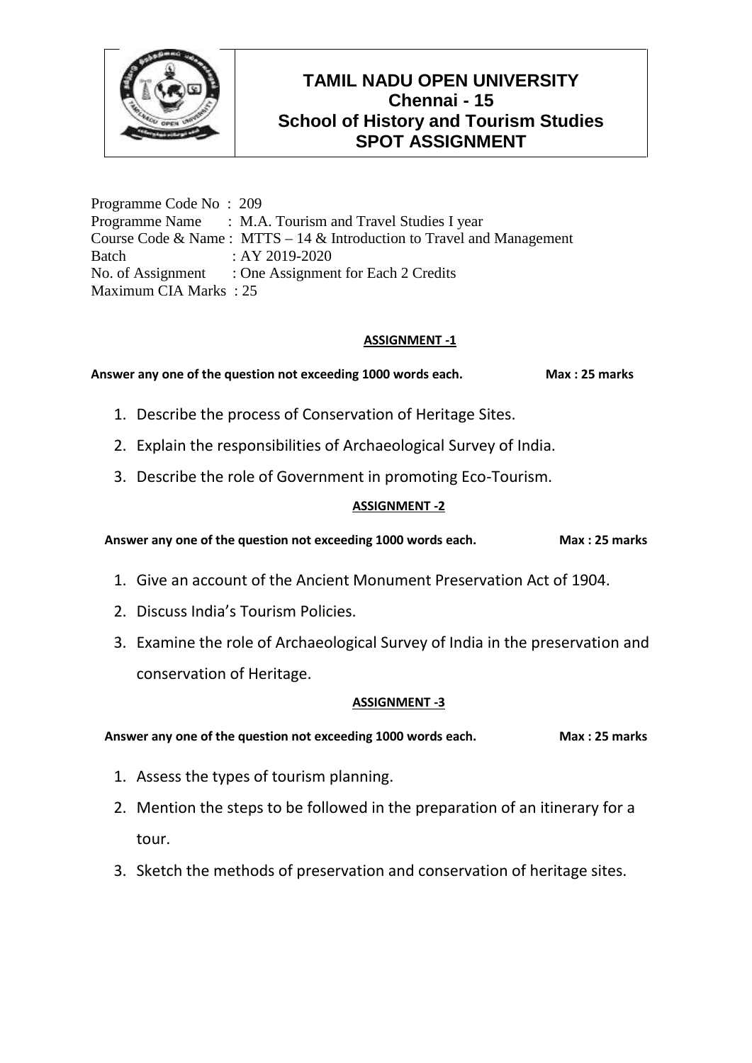# TAMIL NADU OPEN UNIVERSITY
## Chennai - 15
## School of History and Tourism Studies
## SPOT ASSIGNMENT

Programme Code No : 209
Programme Name : M.A. Tourism and Travel Studies I year
Course Code & Name : MTTS – 14 & Introduction to Travel and Management
Batch : AY 2019-2020
No. of Assignment : One Assignment for Each 2 Credits
Maximum CIA Marks : 25

### ASSIGNMENT -1

**Answer any one of the question not exceeding 1000 words each. Max : 25 marks**

1. Describe the process of Conservation of Heritage Sites.
2. Explain the responsibilities of Archaeological Survey of India.
3. Describe the role of Government in promoting Eco-Tourism.

### ASSIGNMENT -2

**Answer any one of the question not exceeding 1000 words each. Max : 25 marks**

1. Give an account of the Ancient Monument Preservation Act of 1904.
2. Discuss India's Tourism Policies.
3. Examine the role of Archaeological Survey of India in the preservation and conservation of Heritage.

### ASSIGNMENT -3

**Answer any one of the question not exceeding 1000 words each. Max : 25 marks**

1. Assess the types of tourism planning.
2. Mention the steps to be followed in the preparation of an itinerary for a tour.
3. Sketch the methods of preservation and conservation of heritage sites.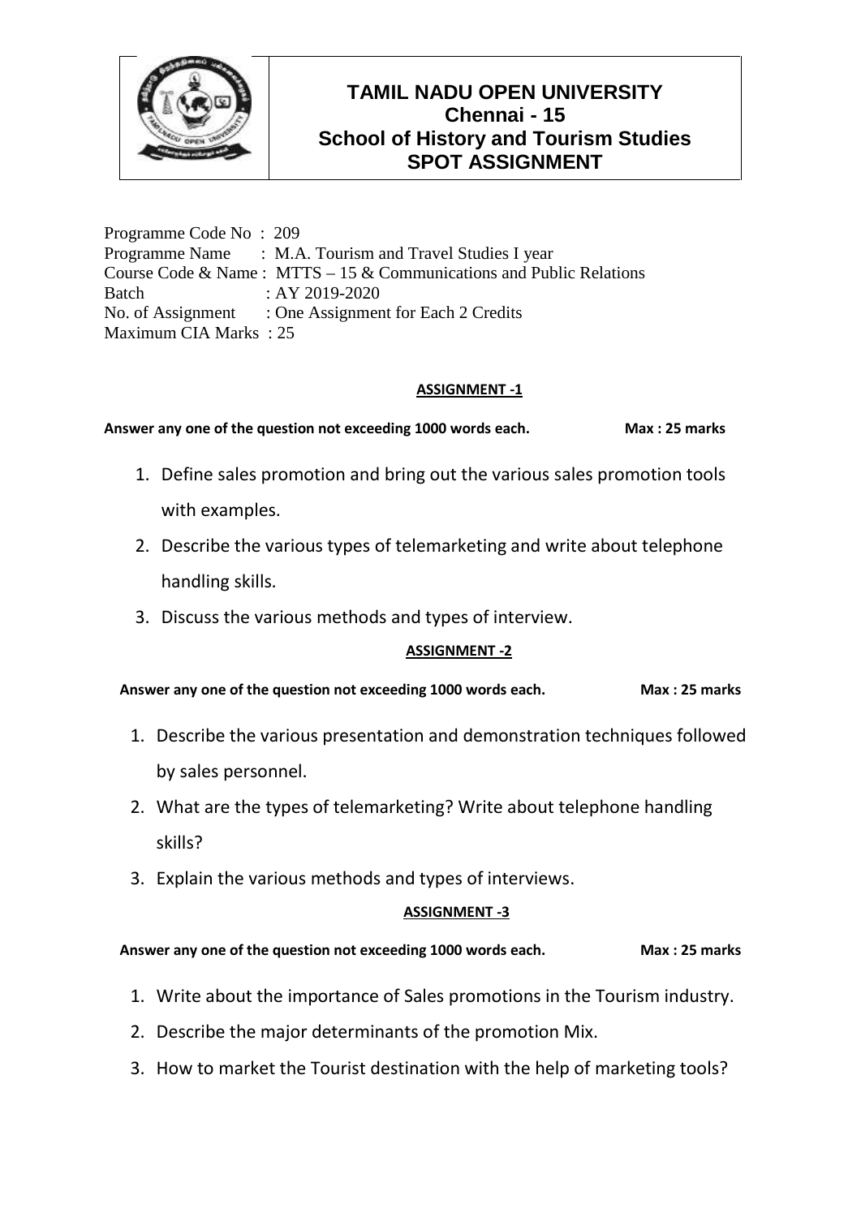# TAMIL NADU OPEN UNIVERSITY
## Chennai - 15
## School of History and Tourism Studies
## SPOT ASSIGNMENT

Programme Code No : 209
Programme Name : M.A. Tourism and Travel Studies I year
Course Code & Name : MTTS – 15 & Communications and Public Relations
Batch : AY 2019-2020
No. of Assignment : One Assignment for Each 2 Credits
Maximum CIA Marks : 25

### ASSIGNMENT -1

**Answer any one of the question not exceeding 1000 words each. Max : 25 marks**

1. Define sales promotion and bring out the various sales promotion tools with examples.
2. Describe the various types of telemarketing and write about telephone handling skills.
3. Discuss the various methods and types of interview.

### ASSIGNMENT -2

**Answer any one of the question not exceeding 1000 words each. Max : 25 marks**

1. Describe the various presentation and demonstration techniques followed by sales personnel.
2. What are the types of telemarketing? Write about telephone handling skills?
3. Explain the various methods and types of interviews.

### ASSIGNMENT -3

**Answer any one of the question not exceeding 1000 words each. Max : 25 marks**

1. Write about the importance of Sales promotions in the Tourism industry.
2. Describe the major determinants of the promotion Mix.
3. How to market the Tourist destination with the help of marketing tools?